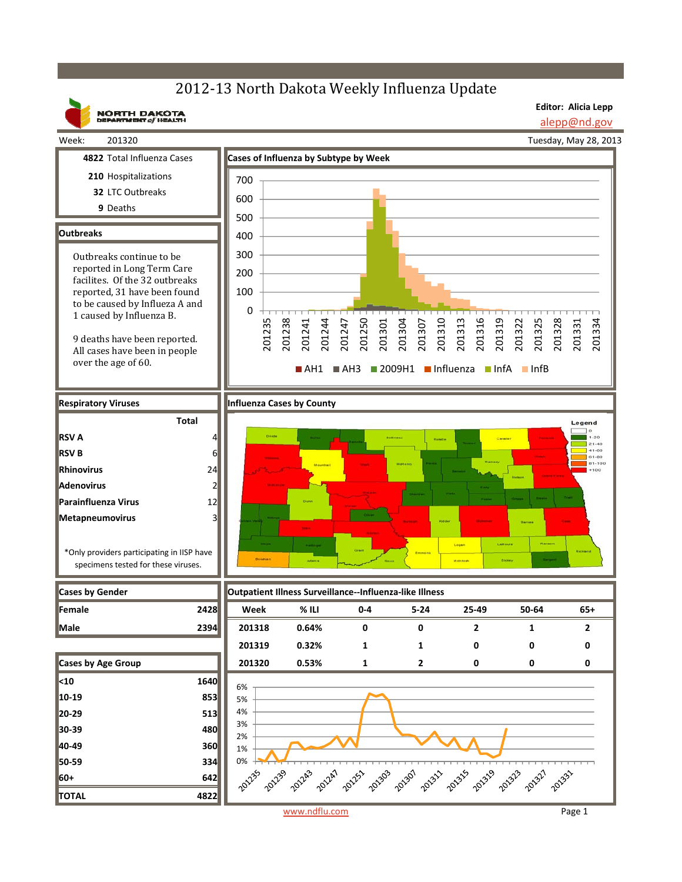# 2012-13 North Dakota Weekly Influenza Update

NORTH DAKOTA DEPARTMENT of HEALTH

**Editor: Alicia Lepp**
alepp@nd.gov

Week: 201320

Tuesday, May 28, 2013

**4822** Total Influenza Cases

**210** Hospitalizations

**32** LTC Outbreaks

**9** Deaths

## Outbreaks

Outbreaks continue to be reported in Long Term Care facilites. Of the 32 outbreaks reported, 31 have been found to be caused by Influeza A and 1 caused by Influenza B.

9 deaths have been reported. All cases have been in people over the age of 60.

## Cases of Influenza by Subtype by Week

Legend: AH1, AH3, 2009H1, Influenza, InfA, InfB

## Respiratory Viruses

| | Total |
|---|---|
| RSV A | 4 |
| RSV B | 6 |
| Rhinovirus | 24 |
| Adenovirus | 2 |
| Parainfluenza Virus | 12 |
| Metapneumovirus | 3 |

*Only providers participating in IISP have specimens tested for these viruses.

## Influenza Cases by County

Legend: 0, 1-20, 21-40, 41-60, 61-80, 81-100, +100

## Cases by Gender

| | |
|---|---|
| Female | 2428 |
| Male | 2394 |

## Cases by Age Group

| | |
|---|---|
| <10 | 1640 |
| 10-19 | 853 |
| 20-29 | 513 |
| 30-39 | 480 |
| 40-49 | 360 |
| 50-59 | 334 |
| 60+ | 642 |
| TOTAL | 4822 |

## Outpatient Illness Surveillance--Influenza-like Illness

| Week | % ILI | 0-4 | 5-24 | 25-49 | 50-64 | 65+ |
|---|---|---|---|---|---|---|
| 201318 | 0.64% | 0 | 0 | 2 | 1 | 2 |
| 201319 | 0.32% | 1 | 1 | 0 | 0 | 0 |
| 201320 | 0.53% | 1 | 2 | 0 | 0 | 0 |

www.ndflu.com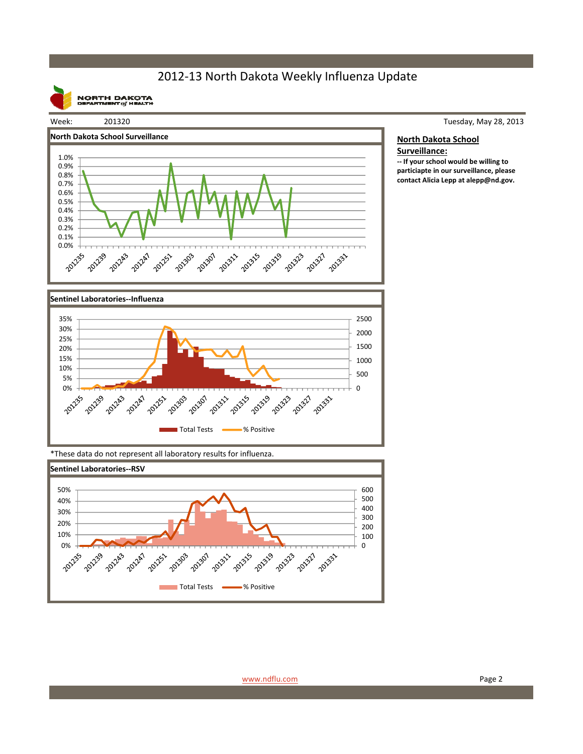# 2012-13 North Dakota Weekly Influenza Update

NORTH DAKOTA
DEPARTMENT of HEALTH

Week: 201320

Tuesday, May 28, 2013

## North Dakota School Surveillance

1.0%
0.9%
0.8%
0.7%
0.6%
0.5%
0.4%
0.3%
0.2%
0.1%
0.0%

201235 201239 201243 201247 201251 201303 201307 201311 201315 201319 201323 201327 201331

## Sentinel Laboratories--Influenza

35%
30%
25%
20%
15%
10%
5%
0%

2500
2000
1500
1000
500
0

201235 201239 201243 201247 201251 201303 201307 201311 201315 201319 201323 201327 201331

Total Tests
% Positive

*These data do not represent all laboratory results for influenza.

## Sentinel Laboratories--RSV

50%
40%
30%
20%
10%
0%

600
500
400
300
200
100
0

201235 201239 201243 201247 201251 201303 201307 201311 201315 201319 201323 201327 201331

Total Tests
% Positive

## North Dakota School Surveillance:

**-- If your school would be willing to particiapte in our surveillance, please contact Alicia Lepp at alepp@nd.gov.**

www.ndflu.com